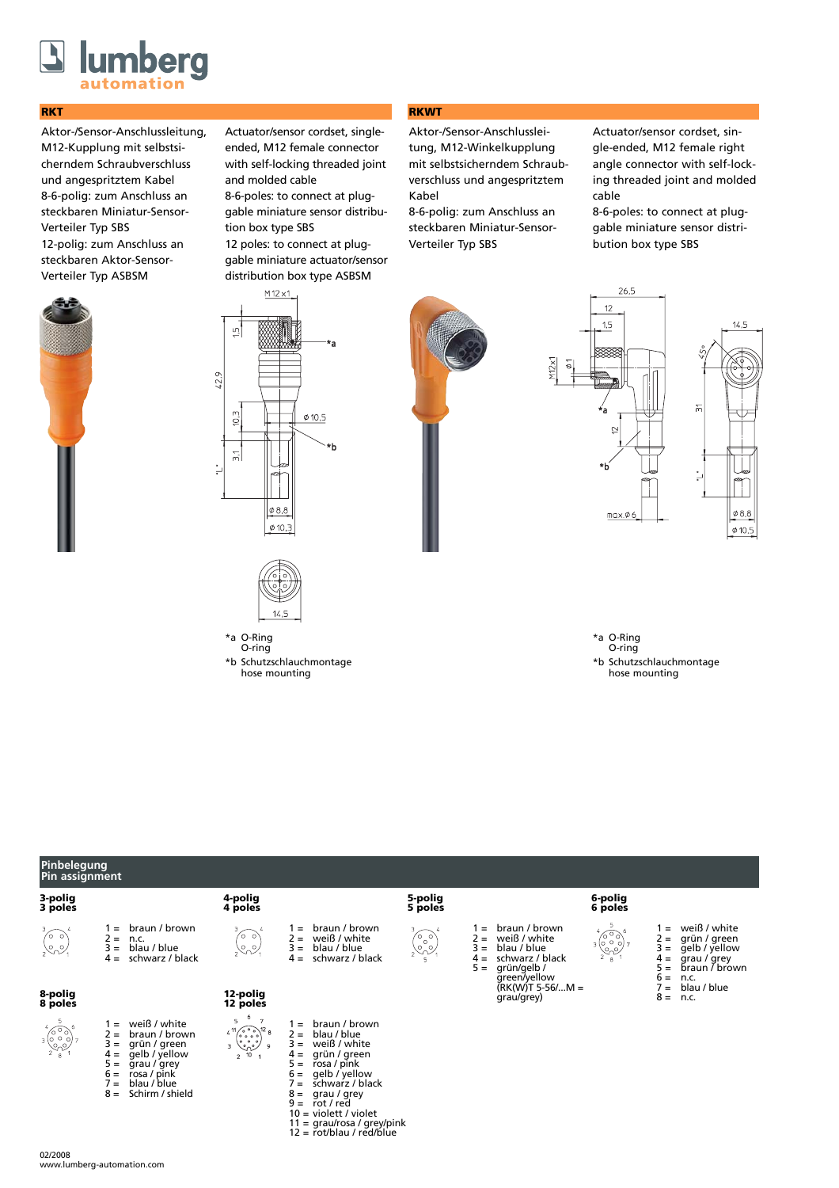# lumberg automation

## RKT

Aktor-/Sensor-Anschlussleitung, M12-Kupplung mit selbstsicherndem Schraubverschluss und angespritztem Kabel
8-6-polig: zum Anschluss an steckbaren Miniatur-Sensor-Verteiler Typ SBS
12-polig: zum Anschluss an steckbaren Aktor-Sensor-Verteiler Typ ASBSM

Actuator/sensor cordset, single-ended, M12 female connector with self-locking threaded joint and molded cable
8-6-poles: to connect at pluggable miniature sensor distribution box type SBS
12 poles: to connect at pluggable miniature actuator/sensor distribution box type ASBSM

*a O-Ring
O-ring
*b Schutzschlauchmontage
hose mounting

## RKWT

Aktor-/Sensor-Anschlussleitung, M12-Winkelkupplung mit selbstsicherndem Schraubverschluss und angespritztem Kabel
8-6-polig: zum Anschluss an steckbaren Miniatur-Sensor-Verteiler Typ SBS

Actuator/sensor cordset, single-ended, M12 female right angle connector with self-locking threaded joint and molded cable
8-6-poles: to connect at pluggable miniature sensor distribution box type SBS

*a O-Ring
O-ring
*b Schutzschlauchmontage
hose mounting

## Pinbelegung
## Pin assignment

**3-polig / 3 poles**

1 = braun / brown
2 = n.c.
3 = blau / blue
4 = schwarz / black

**4-polig / 4 poles**

1 = braun / brown
2 = weiß / white
3 = blau / blue
4 = schwarz / black

**5-polig / 5 poles**

1 = braun / brown
2 = weiß / white
3 = blau / blue
4 = schwarz / black
5 = grün/gelb / green/yellow
(RK(W)T 5-56/...M = grau/grey)

**6-polig / 6 poles**

1 = weiß / white
2 = grün / green
3 = gelb / yellow
4 = grau / grey
5 = braun / brown
6 = n.c.
7 = blau / blue
8 = n.c.

**8-polig / 8 poles**

1 = weiß / white
2 = braun / brown
3 = grün / green
4 = gelb / yellow
5 = grau / grey
6 = rosa / pink
7 = blau / blue
8 = Schirm / shield

**12-polig / 12 poles**

1 = braun / brown
2 = blau / blue
3 = weiß / white
4 = grün / green
5 = rosa / pink
6 = gelb / yellow
7 = schwarz / black
8 = grau / grey
9 = rot / red
10 = violett / violet
11 = grau/rosa / grey/pink
12 = rot/blau / red/blue

02/2008
www.lumberg-automation.com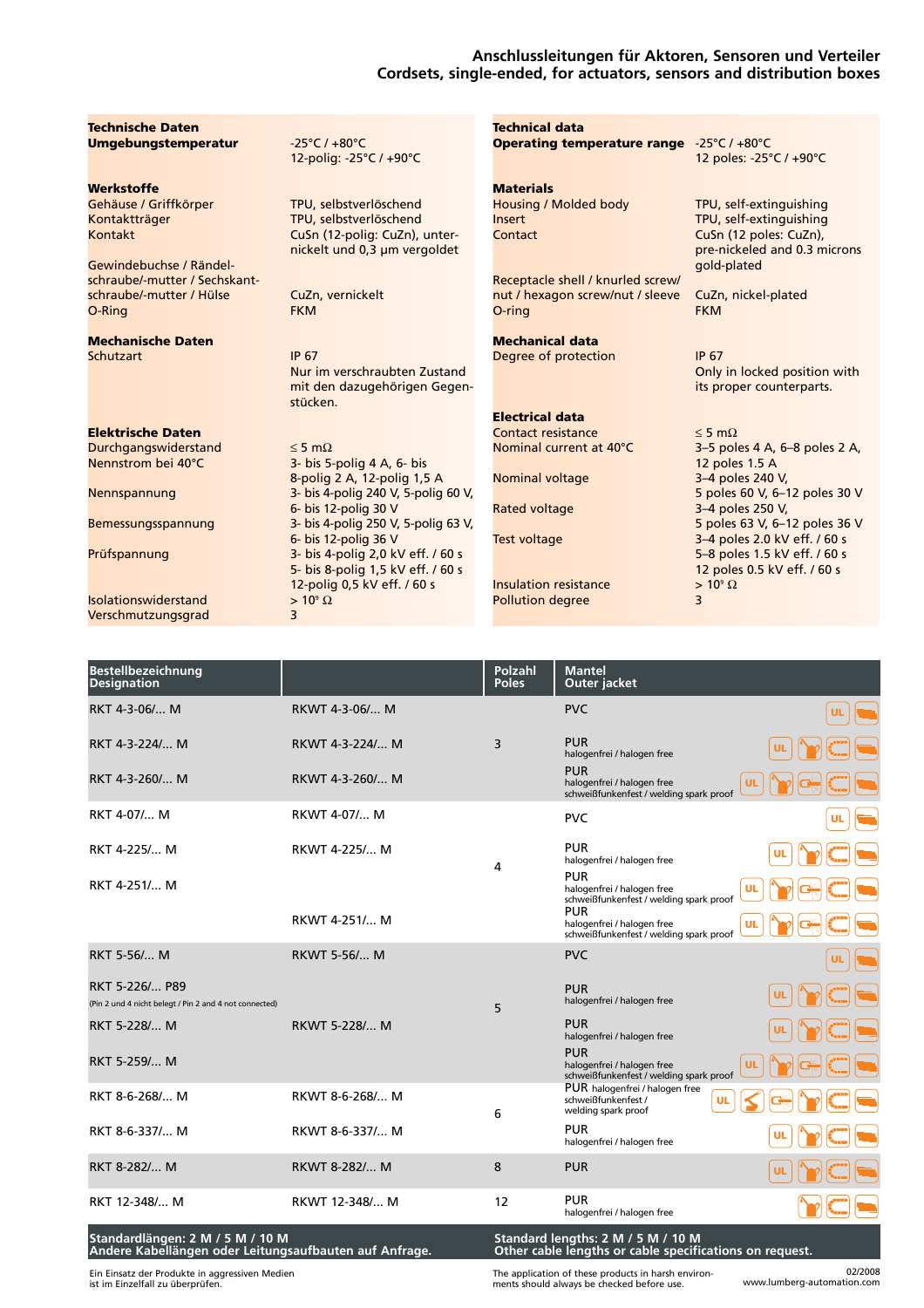## Anschlussleitungen für Aktoren, Sensoren und Verteiler
## Cordsets, single-ended, for actuators, sensors and distribution boxes

**Technische Daten**

| | |
|---|---|
| **Umgebungstemperatur** | -25°C / +80°C<br>12-polig: -25°C / +90°C |
| **Werkstoffe** | |
| Gehäuse / Griffkörper | TPU, selbstverlöschend |
| Kontaktträger | TPU, selbstverlöschend |
| Kontakt | CuSn (12-polig: CuZn), unternickelt und 0,3 µm vergoldet |
| Gewindebuchse / Rändelschraube/-mutter / Sechskantschraube/-mutter / Hülse | CuZn, vernickelt |
| O-Ring | FKM |
| **Mechanische Daten** | |
| Schutzart | IP 67<br>Nur im verschraubten Zustand mit den dazugehörigen Gegenstücken. |
| **Elektrische Daten** | |
| Durchgangswiderstand | ≤ 5 mΩ |
| Nennstrom bei 40°C | 3- bis 5-polig 4 A, 6- bis 8-polig 2 A, 12-polig 1,5 A |
| Nennspannung | 3- bis 4-polig 240 V, 5-polig 60 V, 6- bis 12-polig 30 V |
| Bemessungsspannung | 3- bis 4-polig 250 V, 5-polig 63 V, 6- bis 12-polig 36 V |
| Prüfspannung | 3- bis 4-polig 2,0 kV eff. / 60 s<br>5- bis 8-polig 1,5 kV eff. / 60 s<br>12-polig 0,5 kV eff. / 60 s |
| Isolationswiderstand | > 10⁹ Ω |
| Verschmutzungsgrad | 3 |

**Technical data**

| | |
|---|---|
| **Operating temperature range** | -25°C / +80°C<br>12 poles: -25°C / +90°C |
| **Materials** | |
| Housing / Molded body | TPU, self-extinguishing |
| Insert | TPU, self-extinguishing |
| Contact | CuSn (12 poles: CuZn), pre-nickeled and 0.3 microns gold-plated |
| Receptacle shell / knurled screw/ nut / hexagon screw/nut / sleeve | CuZn, nickel-plated |
| O-ring | FKM |
| **Mechanical data** | |
| Degree of protection | IP 67<br>Only in locked position with its proper counterparts. |
| **Electrical data** | |
| Contact resistance | ≤ 5 mΩ |
| Nominal current at 40°C | 3–5 poles 4 A, 6–8 poles 2 A, 12 poles 1.5 A |
| Nominal voltage | 3–4 poles 240 V, 5 poles 60 V, 6–12 poles 30 V |
| Rated voltage | 3–4 poles 250 V, 5 poles 63 V, 6–12 poles 36 V |
| Test voltage | 3–4 poles 2.0 kV eff. / 60 s<br>5–8 poles 1.5 kV eff. / 60 s<br>12 poles 0.5 kV eff. / 60 s |
| Insulation resistance | > 10⁹ Ω |
| Pollution degree | 3 |

| Bestellbezeichnung Designation | | Polzahl Poles | Mantel Outer jacket |
|---|---|---|---|
| RKT 4-3-06/... M | RKWT 4-3-06/... M | 3 | PVC |
| RKT 4-3-224/... M | RKWT 4-3-224/... M | 3 | PUR halogenfrei / halogen free |
| RKT 4-3-260/... M | RKWT 4-3-260/... M | 3 | PUR halogenfrei / halogen free schweißfunkenfest / welding spark proof |
| RKT 4-07/... M | RKWT 4-07/... M | 4 | PVC |
| RKT 4-225/... M | RKWT 4-225/... M | 4 | PUR halogenfrei / halogen free |
| RKT 4-251/... M | | 4 | PUR halogenfrei / halogen free schweißfunkenfest / welding spark proof |
| | RKWT 4-251/... M | 4 | PUR halogenfrei / halogen free schweißfunkenfest / welding spark proof |
| RKT 5-56/... M | RKWT 5-56/... M | 5 | PVC |
| RKT 5-226/... P89 (Pin 2 und 4 nicht belegt / Pin 2 and 4 not connected) | | 5 | PUR halogenfrei / halogen free |
| RKT 5-228/... M | RKWT 5-228/... M | 5 | PUR halogenfrei / halogen free |
| RKT 5-259/... M | | 5 | PUR halogenfrei / halogen free schweißfunkenfest / welding spark proof |
| RKT 8-6-268/... M | RKWT 8-6-268/... M | 6 | PUR halogenfrei / halogen free schweißfunkenfest / welding spark proof |
| RKT 8-6-337/... M | RKWT 8-6-337/... M | 6 | PUR halogenfrei / halogen free |
| RKT 8-282/... M | RKWT 8-282/... M | 8 | PUR |
| RKT 12-348/... M | RKWT 12-348/... M | 12 | PUR halogenfrei / halogen free |

**Standardlängen: 2 M / 5 M / 10 M**
**Andere Kabellängen oder Leitungsaufbauten auf Anfrage.**

**Standard lengths: 2 M / 5 M / 10 M**
**Other cable lengths or cable specifications on request.**

Ein Einsatz der Produkte in aggressiven Medien ist im Einzelfall zu überprüfen.

The application of these products in harsh environments should always be checked before use.

02/2008
www.lumberg-automation.com